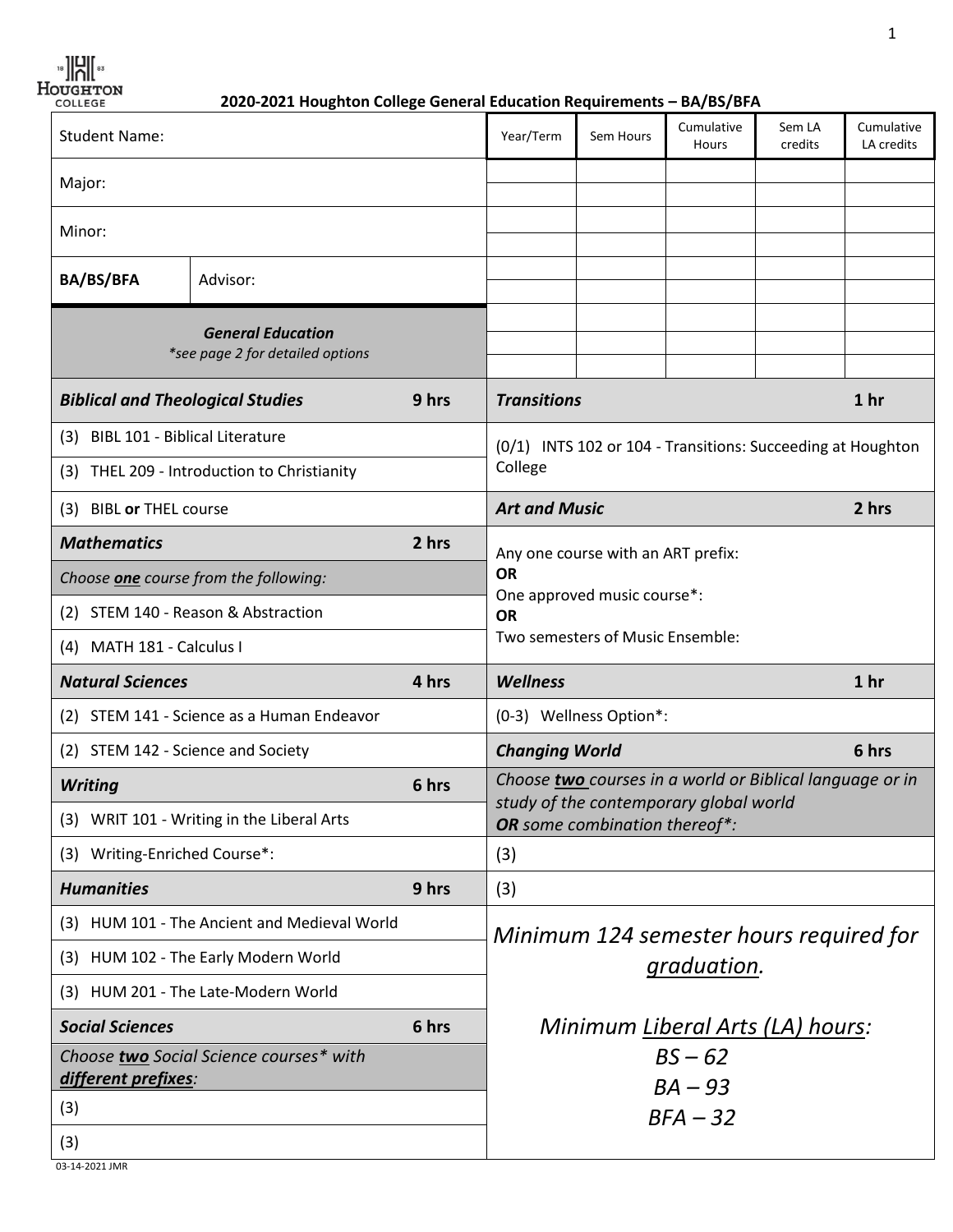**2020-2021 Houghton College General Education Requirements – BA/BS/BFA**

| Student Name: | |
|---|---|
| Major: | |
| Minor: | |
| **BA/BS/BFA** | Advisor: |

| Year/Term | Sem Hours | Cumulative Hours | Sem LA credits | Cumulative LA credits |
|---|---|---|---|---|
| | | | | |
| | | | | |
| | | | | |
| | | | | |
| | | | | |
| | | | | |
| | | | | |
| | | | | |
| | | | | |

***General Education***
*\*see page 2 for detailed options*

| ***Biblical and Theological Studies*** | **9 hrs** |
|---|---|
| (3) BIBL 101 - Biblical Literature | |
| (3) THEL 209 - Introduction to Christianity | |
| (3) BIBL **or** THEL course | |

| ***Mathematics*** | **2 hrs** |
|---|---|
| *Choose **one** course from the following:* | |
| (2) STEM 140 - Reason & Abstraction | |
| (4) MATH 181 - Calculus I | |

| ***Natural Sciences*** | **4 hrs** |
|---|---|
| (2) STEM 141 - Science as a Human Endeavor | |
| (2) STEM 142 - Science and Society | |

| ***Writing*** | **6 hrs** |
|---|---|
| (3) WRIT 101 - Writing in the Liberal Arts | |
| (3) Writing-Enriched Course*: | |

| ***Humanities*** | **9 hrs** |
|---|---|
| (3) HUM 101 - The Ancient and Medieval World | |
| (3) HUM 102 - The Early Modern World | |
| (3) HUM 201 - The Late-Modern World | |

| ***Social Sciences*** | **6 hrs** |
|---|---|
| *Choose **two** Social Science courses* with **different prefixes**:* | |
| (3) | |
| (3) | |

| ***Transitions*** | **1 hr** |
|---|---|
| (0/1) INTS 102 or 104 - Transitions: Succeeding at Houghton College | |

| ***Art and Music*** | **2 hrs** |
|---|---|
| Any one course with an ART prefix:<br>**OR**<br>One approved music course*:<br>**OR**<br>Two semesters of Music Ensemble: | |

| ***Wellness*** | **1 hr** |
|---|---|
| (0-3) Wellness Option*: | |

| ***Changing World*** | **6 hrs** |
|---|---|
| *Choose **two** courses in a world or Biblical language or in study of the contemporary global world **OR** some combination thereof*:* | |
| (3) | |
| (3) | |

*Minimum 124 semester hours required for graduation.*

*Minimum Liberal Arts (LA) hours:*
*BS – 62*
*BA – 93*
*BFA – 32*

03-14-2021 JMR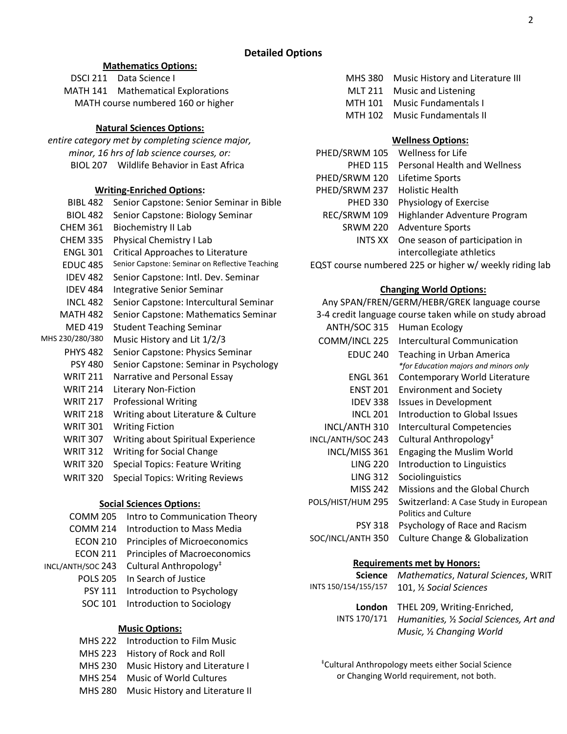## Detailed Options

### Mathematics Options:

| | |
|---|---|
| DSCI 211 | Data Science I |
| MATH 141 | Mathematical Explorations |

MATH course numbered 160 or higher

### Natural Sciences Options:

*entire category met by completing science major, minor, 16 hrs of lab science courses, or:*

| | |
|---|---|
| BIOL 207 | Wildlife Behavior in East Africa |

### Writing-Enriched Options:

| | |
|---|---|
| BIBL 482 | Senior Capstone: Senior Seminar in Bible |
| BIOL 482 | Senior Capstone: Biology Seminar |
| CHEM 361 | Biochemistry II Lab |
| CHEM 335 | Physical Chemistry I Lab |
| ENGL 301 | Critical Approaches to Literature |
| EDUC 485 | Senior Capstone: Seminar on Reflective Teaching |
| IDEV 482 | Senior Capstone: Intl. Dev. Seminar |
| IDEV 484 | Integrative Senior Seminar |
| INCL 482 | Senior Capstone: Intercultural Seminar |
| MATH 482 | Senior Capstone: Mathematics Seminar |
| MED 419 | Student Teaching Seminar |
| MHS 230/280/380 | Music History and Lit 1/2/3 |
| PHYS 482 | Senior Capstone: Physics Seminar |
| PSY 480 | Senior Capstone: Seminar in Psychology |
| WRIT 211 | Narrative and Personal Essay |
| WRIT 214 | Literary Non-Fiction |
| WRIT 217 | Professional Writing |
| WRIT 218 | Writing about Literature & Culture |
| WRIT 301 | Writing Fiction |
| WRIT 307 | Writing about Spiritual Experience |
| WRIT 312 | Writing for Social Change |
| WRIT 320 | Special Topics: Feature Writing |
| WRIT 320 | Special Topics: Writing Reviews |

### Social Sciences Options:

| | |
|---|---|
| COMM 205 | Intro to Communication Theory |
| COMM 214 | Introduction to Mass Media |
| ECON 210 | Principles of Microeconomics |
| ECON 211 | Principles of Macroeconomics |
| INCL/ANTH/SOC 243 | Cultural Anthropology‡ |
| POLS 205 | In Search of Justice |
| PSY 111 | Introduction to Psychology |
| SOC 101 | Introduction to Sociology |

### Music Options:

| | |
|---|---|
| MHS 222 | Introduction to Film Music |
| MHS 223 | History of Rock and Roll |
| MHS 230 | Music History and Literature I |
| MHS 254 | Music of World Cultures |
| MHS 280 | Music History and Literature II |
| MHS 380 | Music History and Literature III |
| MLT 211 | Music and Listening |
| MTH 101 | Music Fundamentals I |
| MTH 102 | Music Fundamentals II |

### Wellness Options:

| | |
|---|---|
| PHED/SRWM 105 | Wellness for Life |
| PHED 115 | Personal Health and Wellness |
| PHED/SRWM 120 | Lifetime Sports |
| PHED/SRWM 237 | Holistic Health |
| PHED 330 | Physiology of Exercise |
| REC/SRWM 109 | Highlander Adventure Program |
| SRWM 220 | Adventure Sports |
| INTS XX | One season of participation in intercollegiate athletics |

EQST course numbered 225 or higher w/ weekly riding lab

### Changing World Options:

Any SPAN/FREN/GERM/HEBR/GREK language course

3-4 credit language course taken while on study abroad

| | |
|---|---|
| ANTH/SOC 315 | Human Ecology |
| COMM/INCL 225 | Intercultural Communication |
| EDUC 240 | Teaching in Urban America *\*for Education majors and minors only* |
| ENGL 361 | Contemporary World Literature |
| ENST 201 | Environment and Society |
| IDEV 338 | Issues in Development |
| INCL 201 | Introduction to Global Issues |
| INCL/ANTH 310 | Intercultural Competencies |
| INCL/ANTH/SOC 243 | Cultural Anthropology‡ |
| INCL/MISS 361 | Engaging the Muslim World |
| LING 220 | Introduction to Linguistics |
| LING 312 | Sociolinguistics |
| MISS 242 | Missions and the Global Church |
| POLS/HIST/HUM 295 | Switzerland: A Case Study in European Politics and Culture |
| PSY 318 | Psychology of Race and Racism |
| SOC/INCL/ANTH 350 | Culture Change & Globalization |

### Requirements met by Honors:

| | |
|---|---|
| **Science** INTS 150/154/155/157 | *Mathematics*, *Natural Sciences*, WRIT 101, *½ Social Sciences* |
| **London** INTS 170/171 | THEL 209, Writing-Enriched, *Humanities, ½ Social Sciences, Art and Music, ½ Changing World* |

‡Cultural Anthropology meets either Social Science or Changing World requirement, not both.